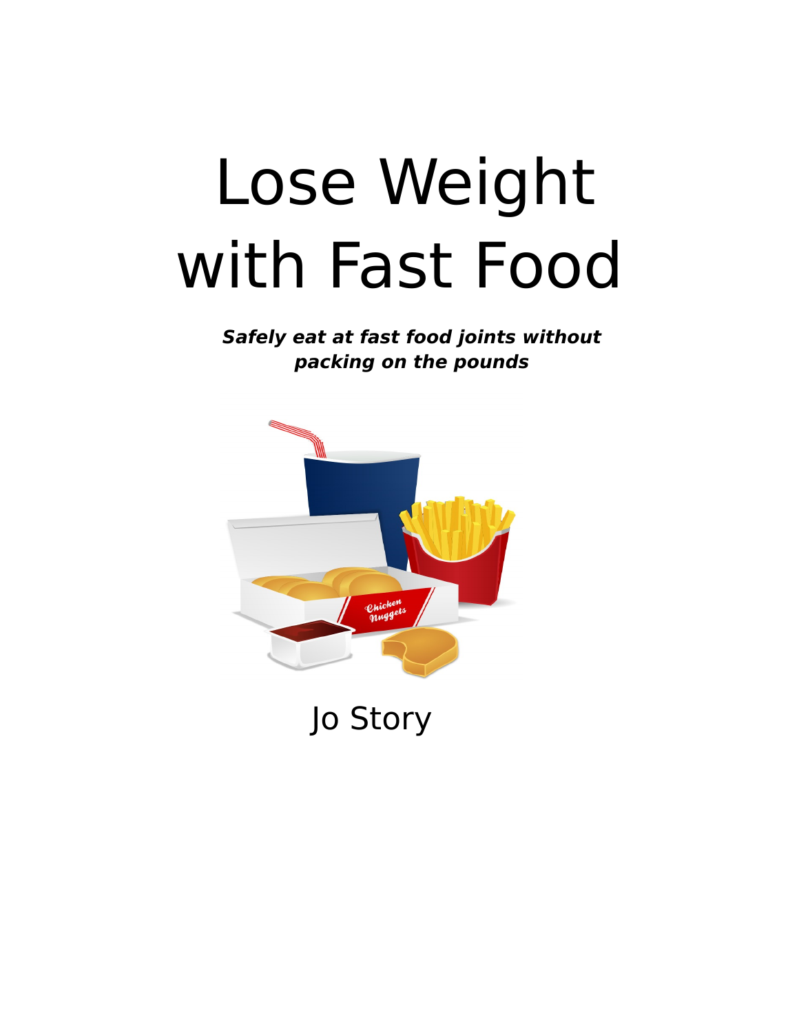# Lose Weight with Fast Food

***Safely eat at fast food joints without packing on the pounds***

Jo Story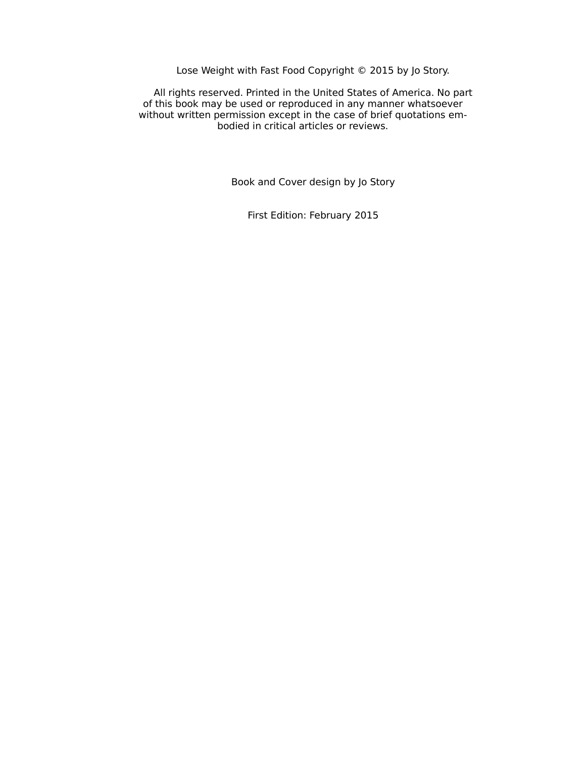Lose Weight with Fast Food Copyright © 2015 by Jo Story.

All rights reserved. Printed in the United States of America. No part of this book may be used or reproduced in any manner whatsoever without written permission except in the case of brief quotations embodied in critical articles or reviews.

Book and Cover design by Jo Story

First Edition: February 2015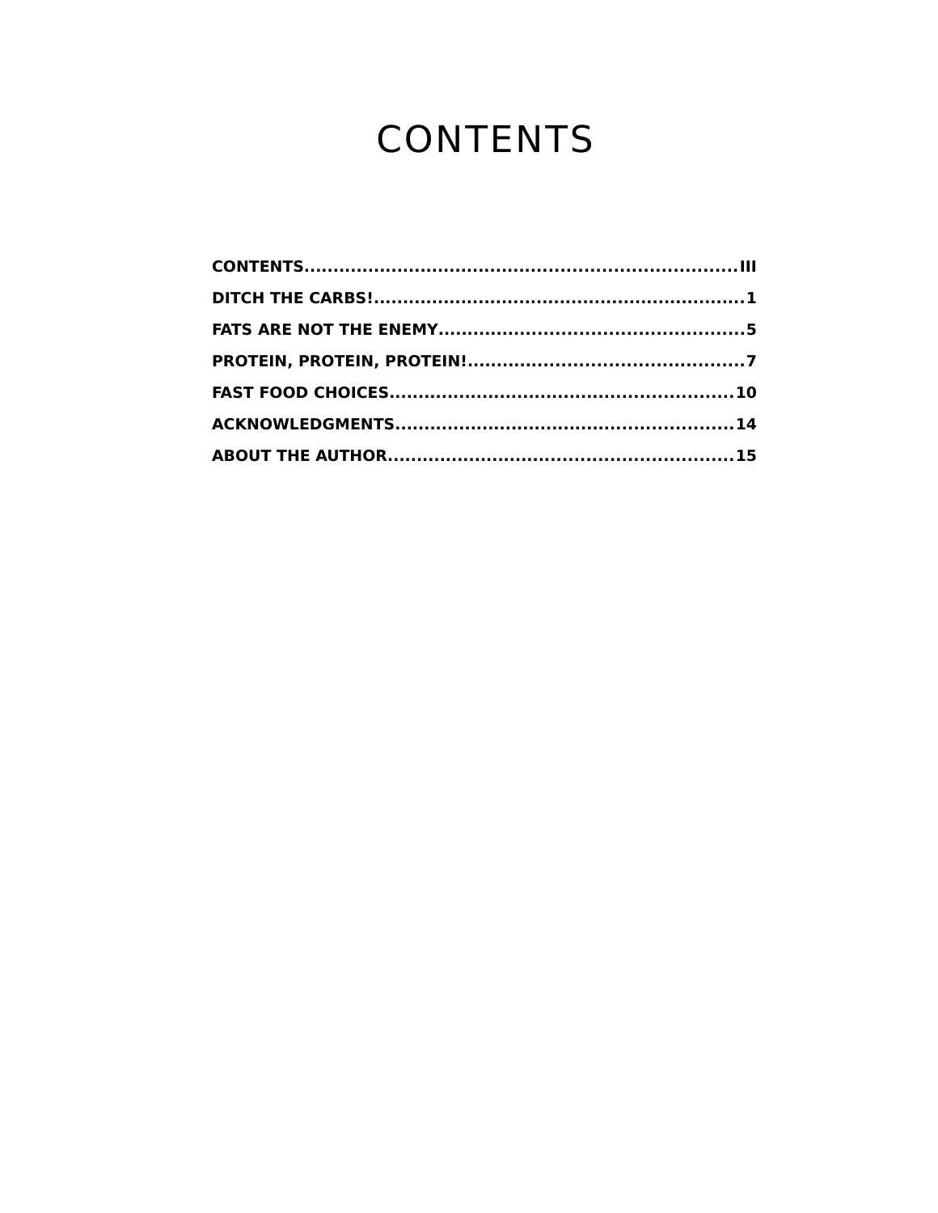# CONTENTS

**CONTENTS..........................................................................III**

**DITCH THE CARBS!...............................................................1**

**FATS ARE NOT THE ENEMY....................................................5**

**PROTEIN, PROTEIN, PROTEIN!...............................................7**

**FAST FOOD CHOICES..........................................................10**

**ACKNOWLEDGMENTS.........................................................14**

**ABOUT THE AUTHOR...........................................................15**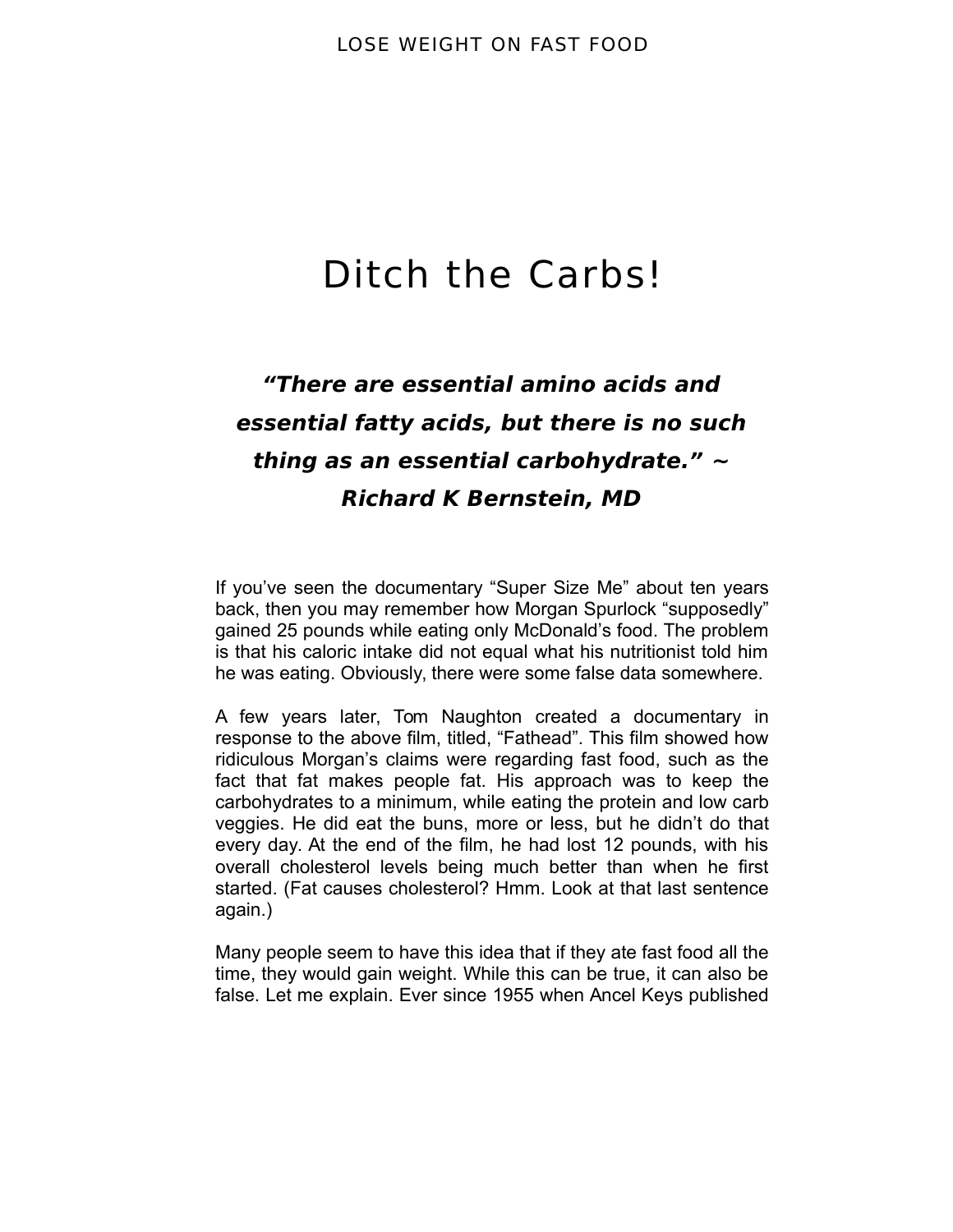# Ditch the Carbs!

***"There are essential amino acids and essential fatty acids, but there is no such thing as an essential carbohydrate." ~ Richard K Bernstein, MD***

If you've seen the documentary "Super Size Me" about ten years back, then you may remember how Morgan Spurlock "supposedly" gained 25 pounds while eating only McDonald's food. The problem is that his caloric intake did not equal what his nutritionist told him he was eating. Obviously, there were some false data somewhere.

A few years later, Tom Naughton created a documentary in response to the above film, titled, "Fathead". This film showed how ridiculous Morgan's claims were regarding fast food, such as the fact that fat makes people fat. His approach was to keep the carbohydrates to a minimum, while eating the protein and low carb veggies. He did eat the buns, more or less, but he didn't do that every day. At the end of the film, he had lost 12 pounds, with his overall cholesterol levels being much better than when he first started. (Fat causes cholesterol? Hmm. Look at that last sentence again.)

Many people seem to have this idea that if they ate fast food all the time, they would gain weight. While this can be true, it can also be false. Let me explain. Ever since 1955 when Ancel Keys published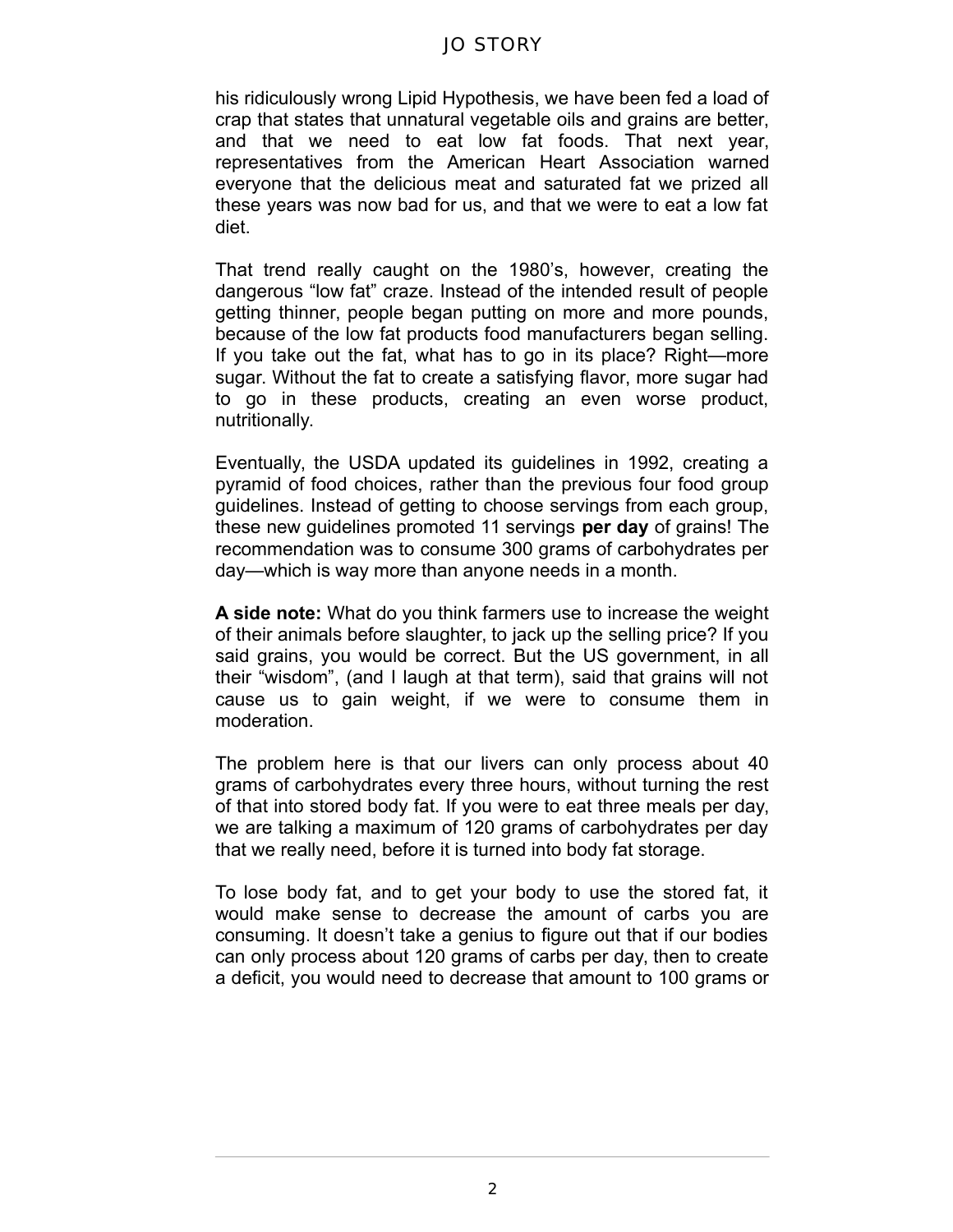his ridiculously wrong Lipid Hypothesis, we have been fed a load of crap that states that unnatural vegetable oils and grains are better, and that we need to eat low fat foods. That next year, representatives from the American Heart Association warned everyone that the delicious meat and saturated fat we prized all these years was now bad for us, and that we were to eat a low fat diet.

That trend really caught on the 1980's, however, creating the dangerous "low fat" craze. Instead of the intended result of people getting thinner, people began putting on more and more pounds, because of the low fat products food manufacturers began selling. If you take out the fat, what has to go in its place? Right—more sugar. Without the fat to create a satisfying flavor, more sugar had to go in these products, creating an even worse product, nutritionally.

Eventually, the USDA updated its guidelines in 1992, creating a pyramid of food choices, rather than the previous four food group guidelines. Instead of getting to choose servings from each group, these new guidelines promoted 11 servings **per day** of grains! The recommendation was to consume 300 grams of carbohydrates per day—which is way more than anyone needs in a month.

**A side note:** What do you think farmers use to increase the weight of their animals before slaughter, to jack up the selling price? If you said grains, you would be correct. But the US government, in all their "wisdom", (and I laugh at that term), said that grains will not cause us to gain weight, if we were to consume them in moderation.

The problem here is that our livers can only process about 40 grams of carbohydrates every three hours, without turning the rest of that into stored body fat. If you were to eat three meals per day, we are talking a maximum of 120 grams of carbohydrates per day that we really need, before it is turned into body fat storage.

To lose body fat, and to get your body to use the stored fat, it would make sense to decrease the amount of carbs you are consuming. It doesn't take a genius to figure out that if our bodies can only process about 120 grams of carbs per day, then to create a deficit, you would need to decrease that amount to 100 grams or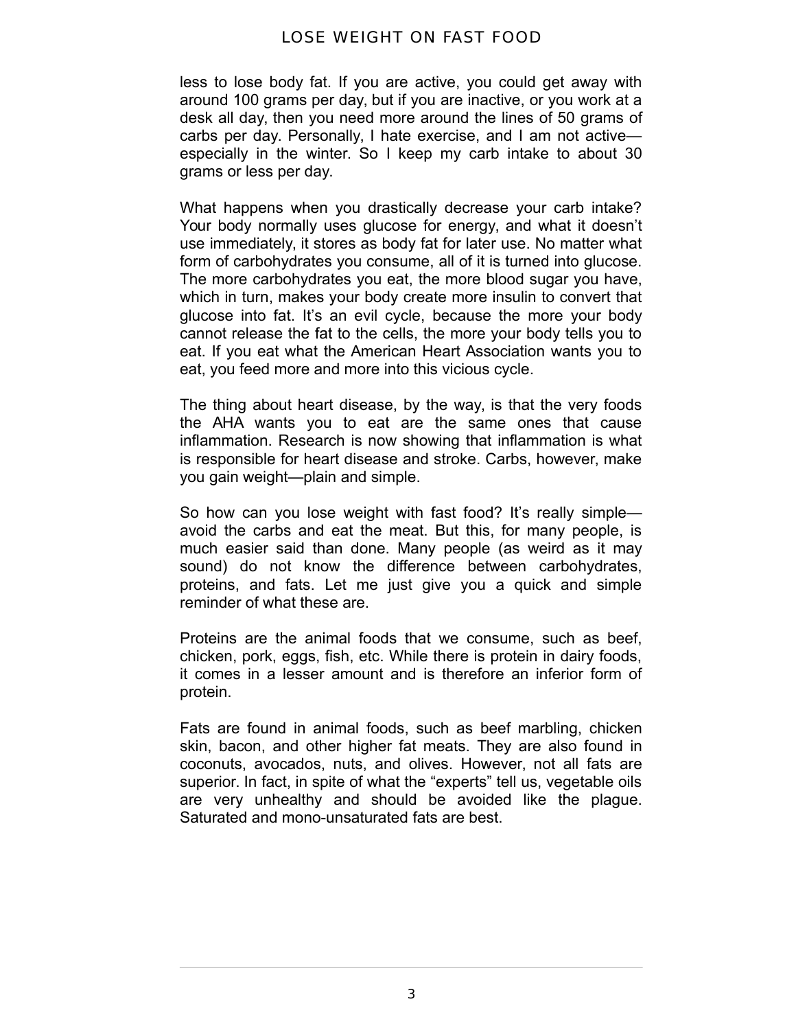less to lose body fat. If you are active, you could get away with around 100 grams per day, but if you are inactive, or you work at a desk all day, then you need more around the lines of 50 grams of carbs per day. Personally, I hate exercise, and I am not active—especially in the winter. So I keep my carb intake to about 30 grams or less per day.

What happens when you drastically decrease your carb intake? Your body normally uses glucose for energy, and what it doesn't use immediately, it stores as body fat for later use. No matter what form of carbohydrates you consume, all of it is turned into glucose. The more carbohydrates you eat, the more blood sugar you have, which in turn, makes your body create more insulin to convert that glucose into fat. It's an evil cycle, because the more your body cannot release the fat to the cells, the more your body tells you to eat. If you eat what the American Heart Association wants you to eat, you feed more and more into this vicious cycle.

The thing about heart disease, by the way, is that the very foods the AHA wants you to eat are the same ones that cause inflammation. Research is now showing that inflammation is what is responsible for heart disease and stroke. Carbs, however, make you gain weight—plain and simple.

So how can you lose weight with fast food? It's really simple—avoid the carbs and eat the meat. But this, for many people, is much easier said than done. Many people (as weird as it may sound) do not know the difference between carbohydrates, proteins, and fats. Let me just give you a quick and simple reminder of what these are.

Proteins are the animal foods that we consume, such as beef, chicken, pork, eggs, fish, etc. While there is protein in dairy foods, it comes in a lesser amount and is therefore an inferior form of protein.

Fats are found in animal foods, such as beef marbling, chicken skin, bacon, and other higher fat meats. They are also found in coconuts, avocados, nuts, and olives. However, not all fats are superior. In fact, in spite of what the "experts" tell us, vegetable oils are very unhealthy and should be avoided like the plague. Saturated and mono-unsaturated fats are best.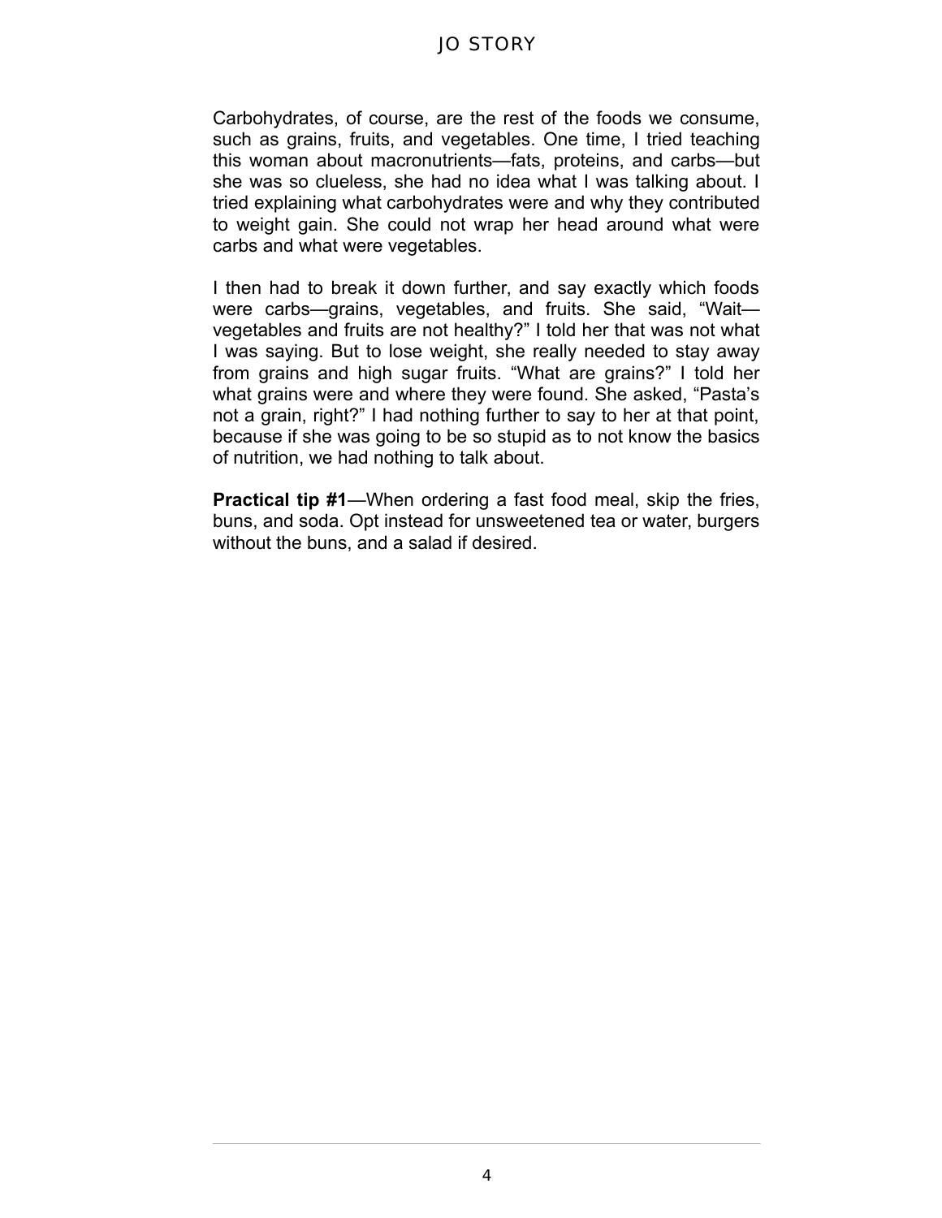Carbohydrates, of course, are the rest of the foods we consume, such as grains, fruits, and vegetables. One time, I tried teaching this woman about macronutrients—fats, proteins, and carbs—but she was so clueless, she had no idea what I was talking about. I tried explaining what carbohydrates were and why they contributed to weight gain. She could not wrap her head around what were carbs and what were vegetables.

I then had to break it down further, and say exactly which foods were carbs—grains, vegetables, and fruits. She said, "Wait—vegetables and fruits are not healthy?" I told her that was not what I was saying. But to lose weight, she really needed to stay away from grains and high sugar fruits. "What are grains?" I told her what grains were and where they were found. She asked, "Pasta's not a grain, right?" I had nothing further to say to her at that point, because if she was going to be so stupid as to not know the basics of nutrition, we had nothing to talk about.

**Practical tip #1**—When ordering a fast food meal, skip the fries, buns, and soda. Opt instead for unsweetened tea or water, burgers without the buns, and a salad if desired.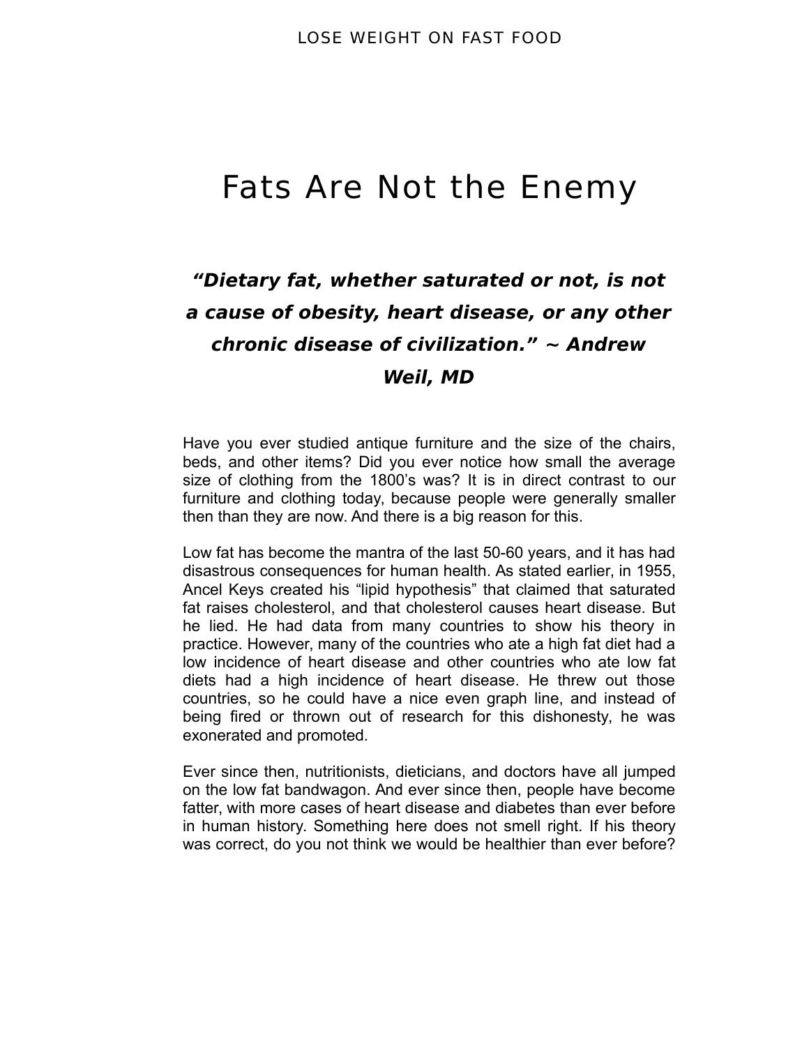# Fats Are Not the Enemy

***"Dietary fat, whether saturated or not, is not a cause of obesity, heart disease, or any other chronic disease of civilization." ~ Andrew Weil, MD***

Have you ever studied antique furniture and the size of the chairs, beds, and other items? Did you ever notice how small the average size of clothing from the 1800's was? It is in direct contrast to our furniture and clothing today, because people were generally smaller then than they are now. And there is a big reason for this.

Low fat has become the mantra of the last 50-60 years, and it has had disastrous consequences for human health. As stated earlier, in 1955, Ancel Keys created his "lipid hypothesis" that claimed that saturated fat raises cholesterol, and that cholesterol causes heart disease. But he lied. He had data from many countries to show his theory in practice. However, many of the countries who ate a high fat diet had a low incidence of heart disease and other countries who ate low fat diets had a high incidence of heart disease. He threw out those countries, so he could have a nice even graph line, and instead of being fired or thrown out of research for this dishonesty, he was exonerated and promoted.

Ever since then, nutritionists, dieticians, and doctors have all jumped on the low fat bandwagon. And ever since then, people have become fatter, with more cases of heart disease and diabetes than ever before in human history. Something here does not smell right. If his theory was correct, do you not think we would be healthier than ever before?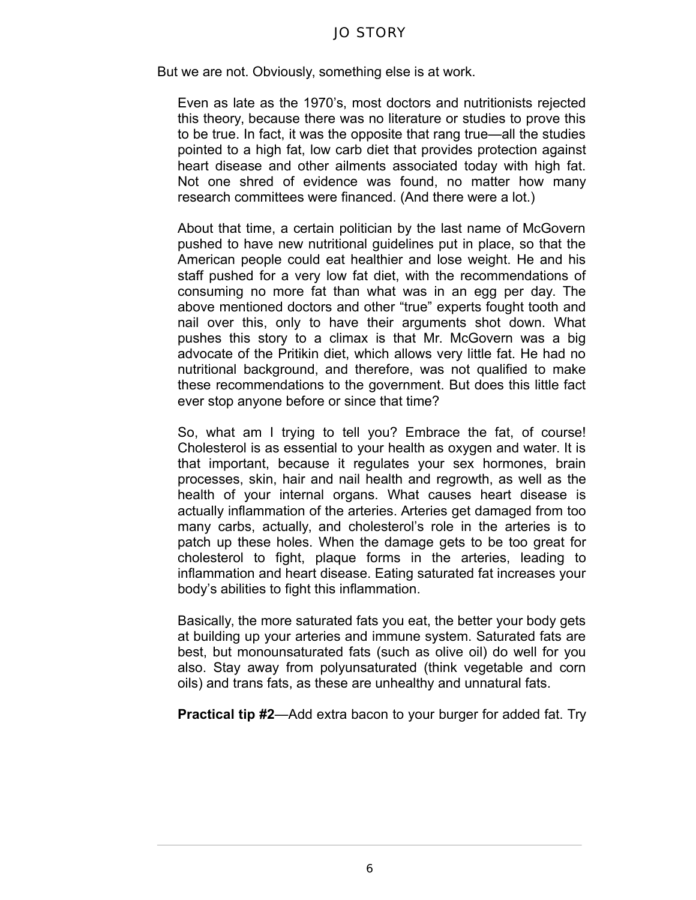But we are not. Obviously, something else is at work.

Even as late as the 1970's, most doctors and nutritionists rejected this theory, because there was no literature or studies to prove this to be true. In fact, it was the opposite that rang true—all the studies pointed to a high fat, low carb diet that provides protection against heart disease and other ailments associated today with high fat. Not one shred of evidence was found, no matter how many research committees were financed. (And there were a lot.)

About that time, a certain politician by the last name of McGovern pushed to have new nutritional guidelines put in place, so that the American people could eat healthier and lose weight. He and his staff pushed for a very low fat diet, with the recommendations of consuming no more fat than what was in an egg per day. The above mentioned doctors and other "true" experts fought tooth and nail over this, only to have their arguments shot down. What pushes this story to a climax is that Mr. McGovern was a big advocate of the Pritikin diet, which allows very little fat. He had no nutritional background, and therefore, was not qualified to make these recommendations to the government. But does this little fact ever stop anyone before or since that time?

So, what am I trying to tell you? Embrace the fat, of course! Cholesterol is as essential to your health as oxygen and water. It is that important, because it regulates your sex hormones, brain processes, skin, hair and nail health and regrowth, as well as the health of your internal organs. What causes heart disease is actually inflammation of the arteries. Arteries get damaged from too many carbs, actually, and cholesterol's role in the arteries is to patch up these holes. When the damage gets to be too great for cholesterol to fight, plaque forms in the arteries, leading to inflammation and heart disease. Eating saturated fat increases your body's abilities to fight this inflammation.

Basically, the more saturated fats you eat, the better your body gets at building up your arteries and immune system. Saturated fats are best, but monounsaturated fats (such as olive oil) do well for you also. Stay away from polyunsaturated (think vegetable and corn oils) and trans fats, as these are unhealthy and unnatural fats.

**Practical tip #2**—Add extra bacon to your burger for added fat. Try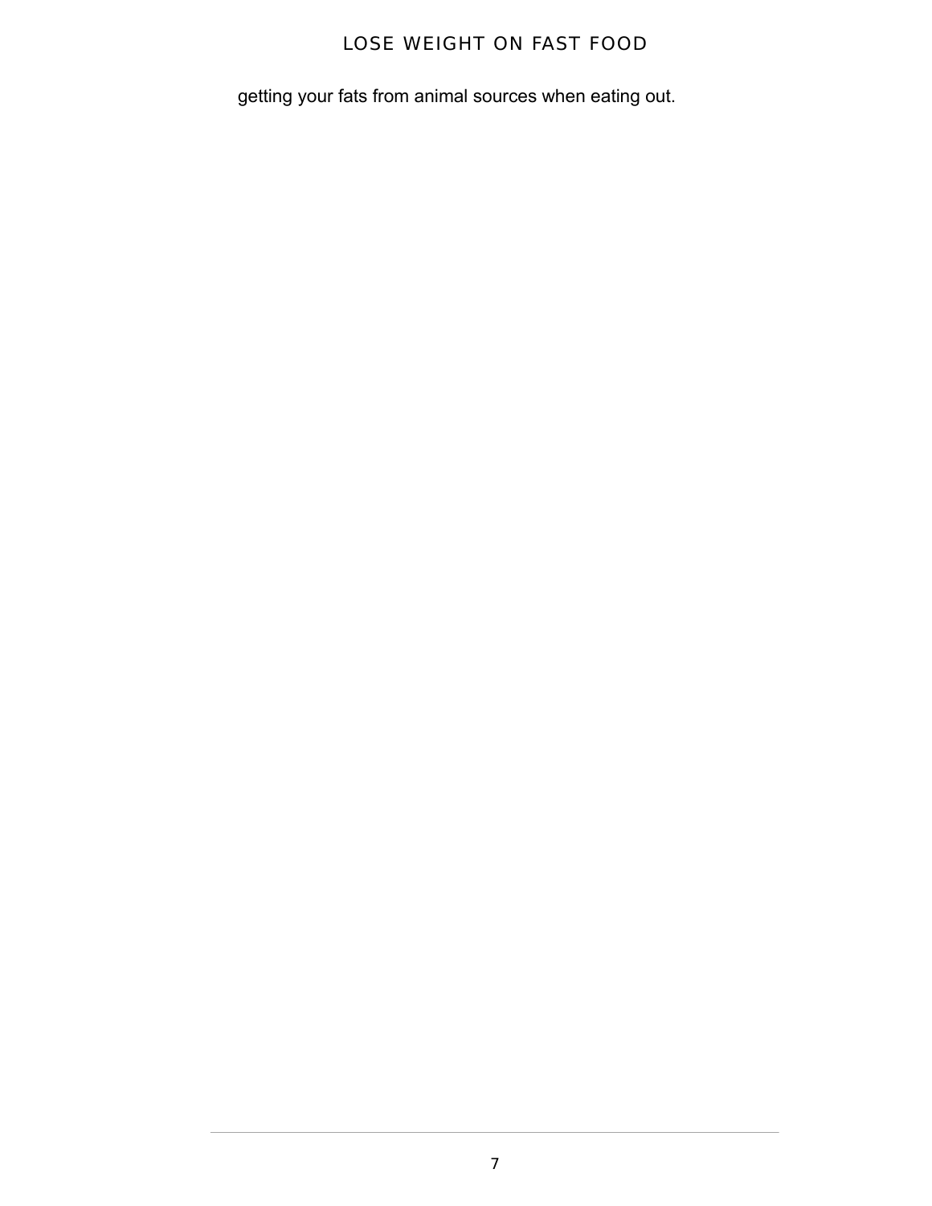getting your fats from animal sources when eating out.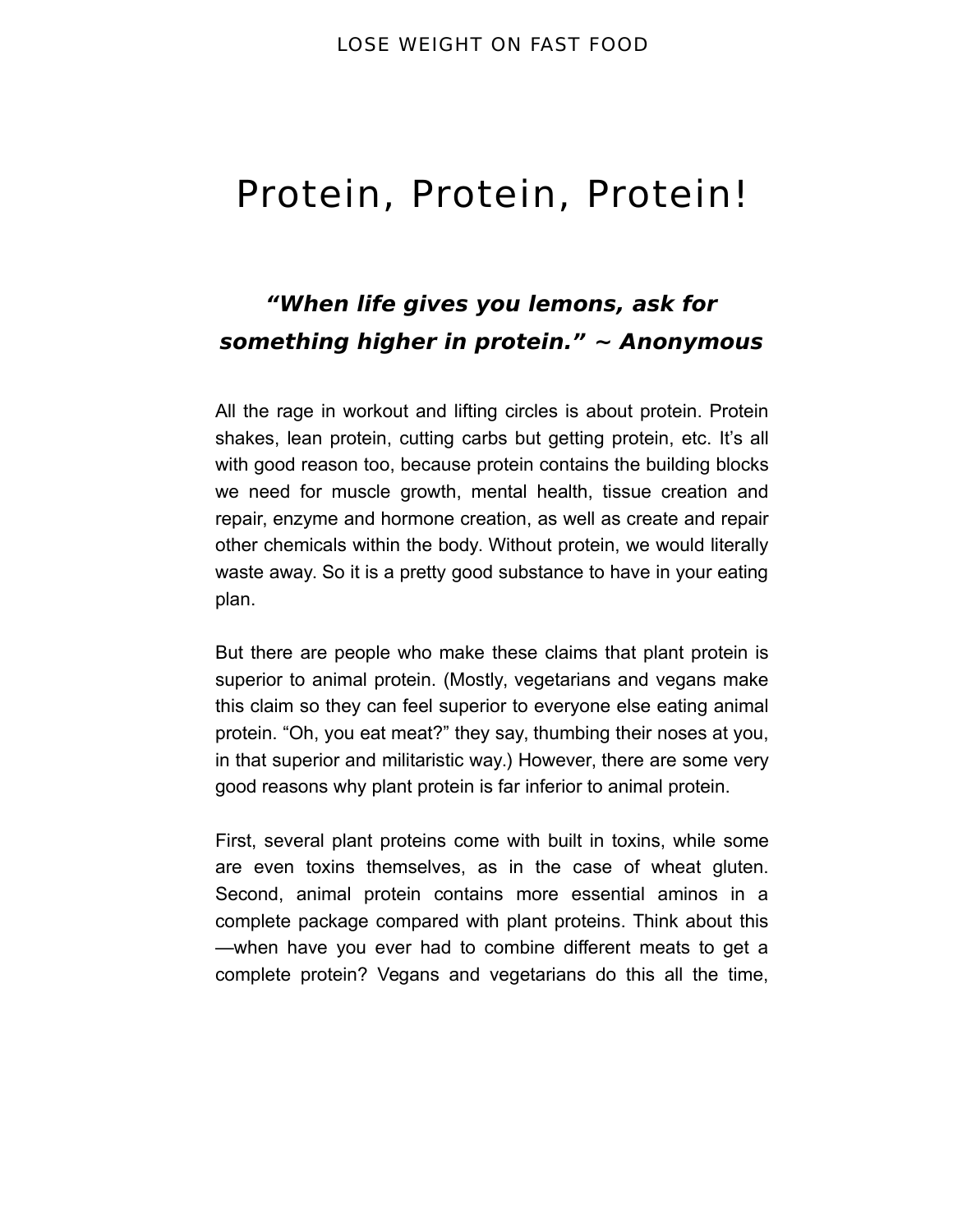# Protein, Protein, Protein!

### *“When life gives you lemons, ask for something higher in protein.” ~ Anonymous*

All the rage in workout and lifting circles is about protein. Protein shakes, lean protein, cutting carbs but getting protein, etc. It’s all with good reason too, because protein contains the building blocks we need for muscle growth, mental health, tissue creation and repair, enzyme and hormone creation, as well as create and repair other chemicals within the body. Without protein, we would literally waste away. So it is a pretty good substance to have in your eating plan.

But there are people who make these claims that plant protein is superior to animal protein. (Mostly, vegetarians and vegans make this claim so they can feel superior to everyone else eating animal protein. “Oh, you eat meat?” they say, thumbing their noses at you, in that superior and militaristic way.) However, there are some very good reasons why plant protein is far inferior to animal protein.

First, several plant proteins come with built in toxins, while some are even toxins themselves, as in the case of wheat gluten. Second, animal protein contains more essential aminos in a complete package compared with plant proteins. Think about this —when have you ever had to combine different meats to get a complete protein? Vegans and vegetarians do this all the time,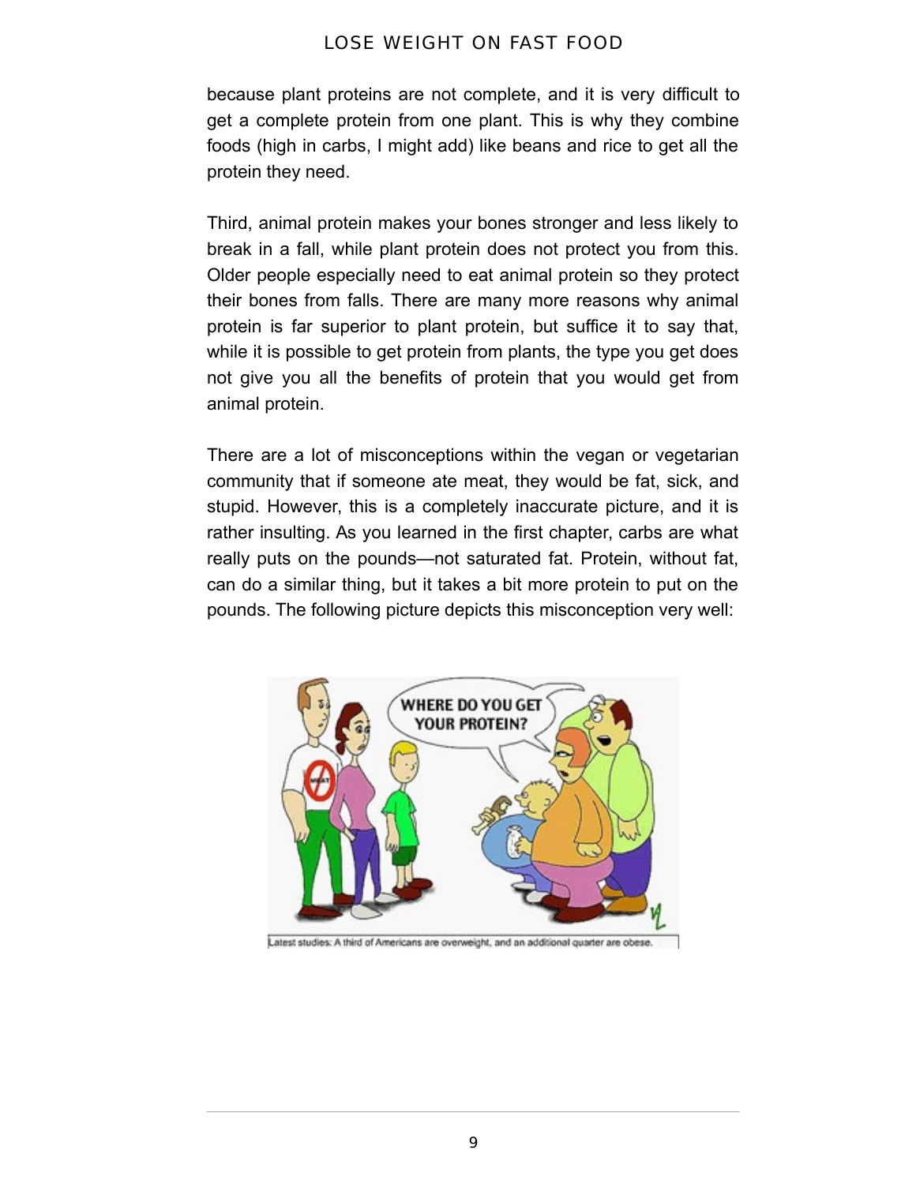because plant proteins are not complete, and it is very difficult to get a complete protein from one plant. This is why they combine foods (high in carbs, I might add) like beans and rice to get all the protein they need.

Third, animal protein makes your bones stronger and less likely to break in a fall, while plant protein does not protect you from this. Older people especially need to eat animal protein so they protect their bones from falls. There are many more reasons why animal protein is far superior to plant protein, but suffice it to say that, while it is possible to get protein from plants, the type you get does not give you all the benefits of protein that you would get from animal protein.

There are a lot of misconceptions within the vegan or vegetarian community that if someone ate meat, they would be fat, sick, and stupid. However, this is a completely inaccurate picture, and it is rather insulting. As you learned in the first chapter, carbs are what really puts on the pounds—not saturated fat. Protein, without fat, can do a similar thing, but it takes a bit more protein to put on the pounds. The following picture depicts this misconception very well:

Latest studies: A third of Americans are overweight, and an additional quarter are obese.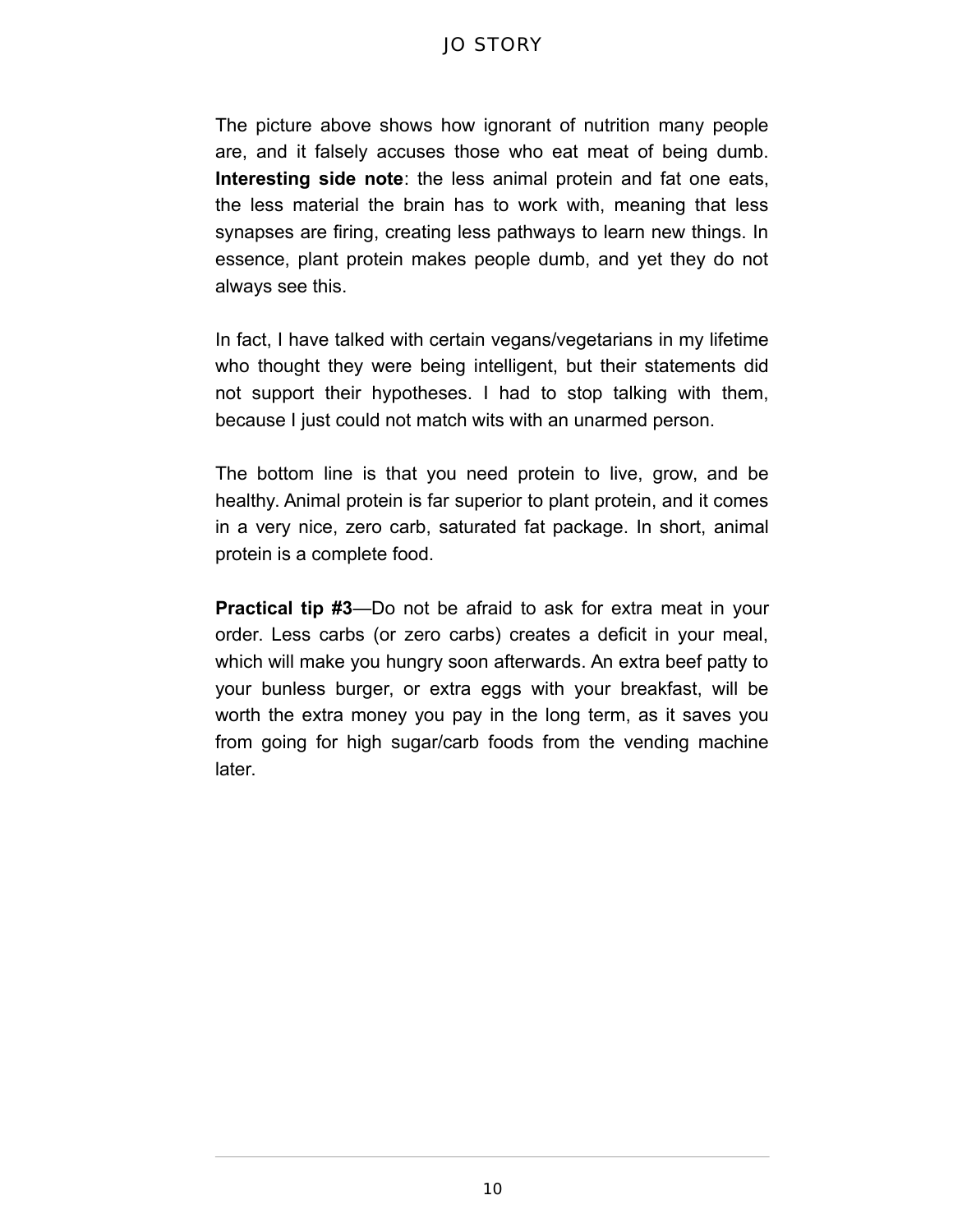The picture above shows how ignorant of nutrition many people are, and it falsely accuses those who eat meat of being dumb. **Interesting side note**: the less animal protein and fat one eats, the less material the brain has to work with, meaning that less synapses are firing, creating less pathways to learn new things. In essence, plant protein makes people dumb, and yet they do not always see this.

In fact, I have talked with certain vegans/vegetarians in my lifetime who thought they were being intelligent, but their statements did not support their hypotheses. I had to stop talking with them, because I just could not match wits with an unarmed person.

The bottom line is that you need protein to live, grow, and be healthy. Animal protein is far superior to plant protein, and it comes in a very nice, zero carb, saturated fat package. In short, animal protein is a complete food.

**Practical tip #3**—Do not be afraid to ask for extra meat in your order. Less carbs (or zero carbs) creates a deficit in your meal, which will make you hungry soon afterwards. An extra beef patty to your bunless burger, or extra eggs with your breakfast, will be worth the extra money you pay in the long term, as it saves you from going for high sugar/carb foods from the vending machine later.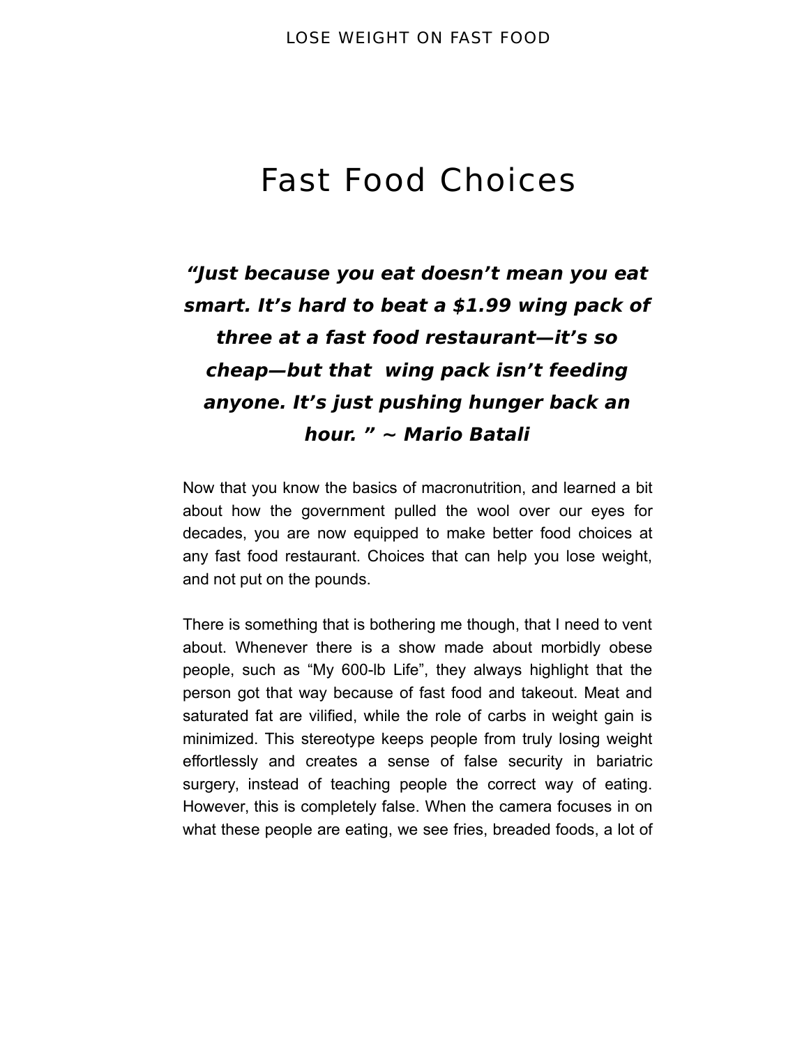# Fast Food Choices

***"Just because you eat doesn't mean you eat smart. It's hard to beat a $1.99 wing pack of three at a fast food restaurant—it's so cheap—but that wing pack isn't feeding anyone. It's just pushing hunger back an hour. " ~ Mario Batali***

Now that you know the basics of macronutrition, and learned a bit about how the government pulled the wool over our eyes for decades, you are now equipped to make better food choices at any fast food restaurant. Choices that can help you lose weight, and not put on the pounds.

There is something that is bothering me though, that I need to vent about. Whenever there is a show made about morbidly obese people, such as "My 600-lb Life", they always highlight that the person got that way because of fast food and takeout. Meat and saturated fat are vilified, while the role of carbs in weight gain is minimized. This stereotype keeps people from truly losing weight effortlessly and creates a sense of false security in bariatric surgery, instead of teaching people the correct way of eating. However, this is completely false. When the camera focuses in on what these people are eating, we see fries, breaded foods, a lot of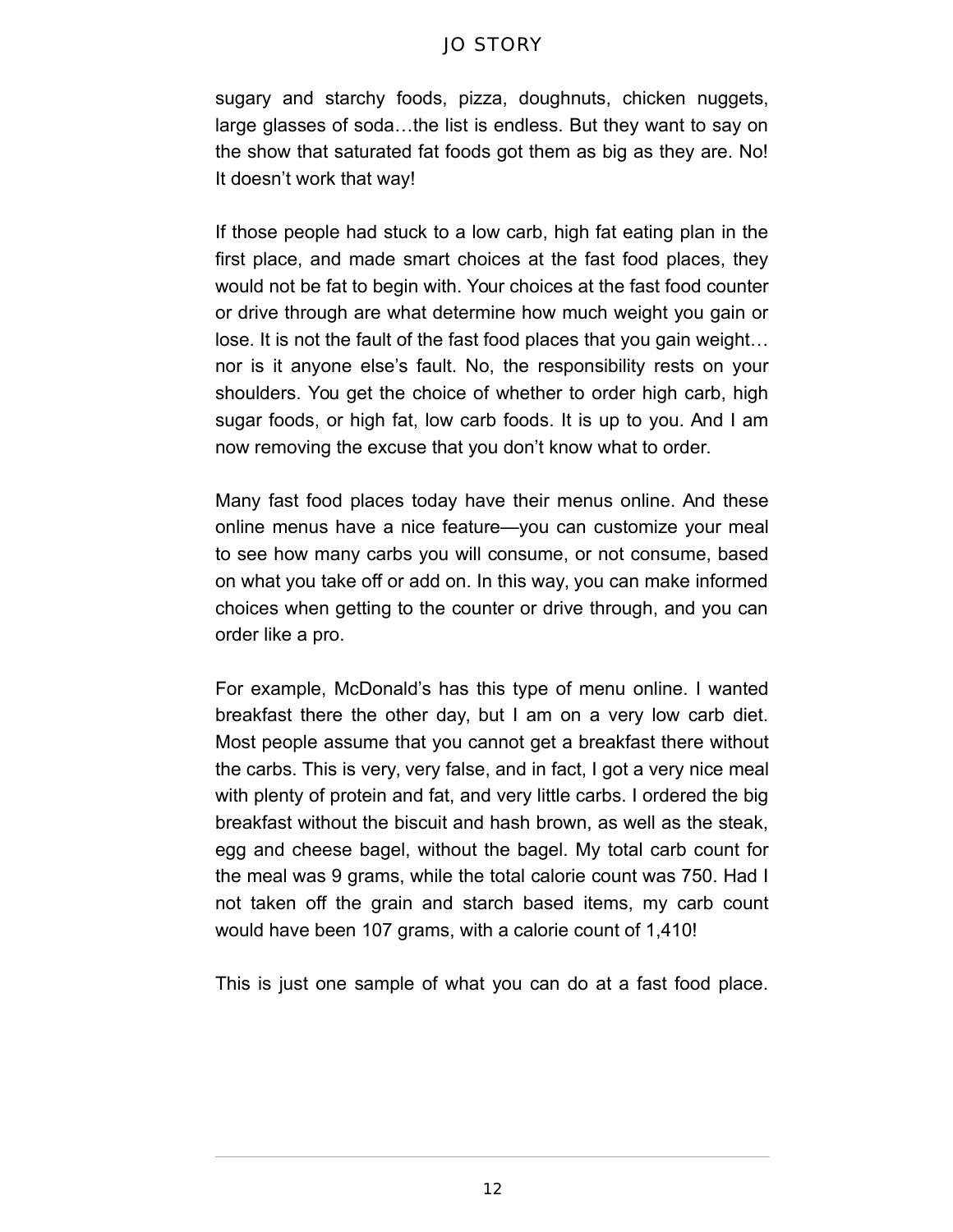sugary and starchy foods, pizza, doughnuts, chicken nuggets, large glasses of soda…the list is endless. But they want to say on the show that saturated fat foods got them as big as they are. No! It doesn't work that way!

If those people had stuck to a low carb, high fat eating plan in the first place, and made smart choices at the fast food places, they would not be fat to begin with. Your choices at the fast food counter or drive through are what determine how much weight you gain or lose. It is not the fault of the fast food places that you gain weight… nor is it anyone else's fault. No, the responsibility rests on your shoulders. You get the choice of whether to order high carb, high sugar foods, or high fat, low carb foods. It is up to you. And I am now removing the excuse that you don't know what to order.

Many fast food places today have their menus online. And these online menus have a nice feature—you can customize your meal to see how many carbs you will consume, or not consume, based on what you take off or add on. In this way, you can make informed choices when getting to the counter or drive through, and you can order like a pro.

For example, McDonald's has this type of menu online. I wanted breakfast there the other day, but I am on a very low carb diet. Most people assume that you cannot get a breakfast there without the carbs. This is very, very false, and in fact, I got a very nice meal with plenty of protein and fat, and very little carbs. I ordered the big breakfast without the biscuit and hash brown, as well as the steak, egg and cheese bagel, without the bagel. My total carb count for the meal was 9 grams, while the total calorie count was 750. Had I not taken off the grain and starch based items, my carb count would have been 107 grams, with a calorie count of 1,410!

This is just one sample of what you can do at a fast food place.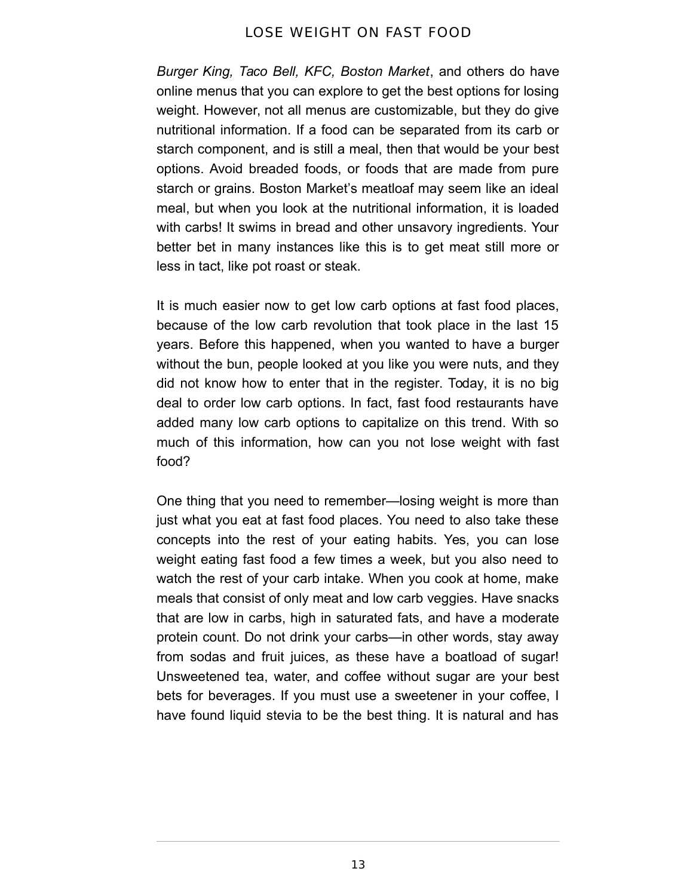*Burger King, Taco Bell, KFC, Boston Market*, and others do have online menus that you can explore to get the best options for losing weight. However, not all menus are customizable, but they do give nutritional information. If a food can be separated from its carb or starch component, and is still a meal, then that would be your best options. Avoid breaded foods, or foods that are made from pure starch or grains. Boston Market's meatloaf may seem like an ideal meal, but when you look at the nutritional information, it is loaded with carbs! It swims in bread and other unsavory ingredients. Your better bet in many instances like this is to get meat still more or less in tact, like pot roast or steak.

It is much easier now to get low carb options at fast food places, because of the low carb revolution that took place in the last 15 years. Before this happened, when you wanted to have a burger without the bun, people looked at you like you were nuts, and they did not know how to enter that in the register. Today, it is no big deal to order low carb options. In fact, fast food restaurants have added many low carb options to capitalize on this trend. With so much of this information, how can you not lose weight with fast food?

One thing that you need to remember—losing weight is more than just what you eat at fast food places. You need to also take these concepts into the rest of your eating habits. Yes, you can lose weight eating fast food a few times a week, but you also need to watch the rest of your carb intake. When you cook at home, make meals that consist of only meat and low carb veggies. Have snacks that are low in carbs, high in saturated fats, and have a moderate protein count. Do not drink your carbs—in other words, stay away from sodas and fruit juices, as these have a boatload of sugar! Unsweetened tea, water, and coffee without sugar are your best bets for beverages. If you must use a sweetener in your coffee, I have found liquid stevia to be the best thing. It is natural and has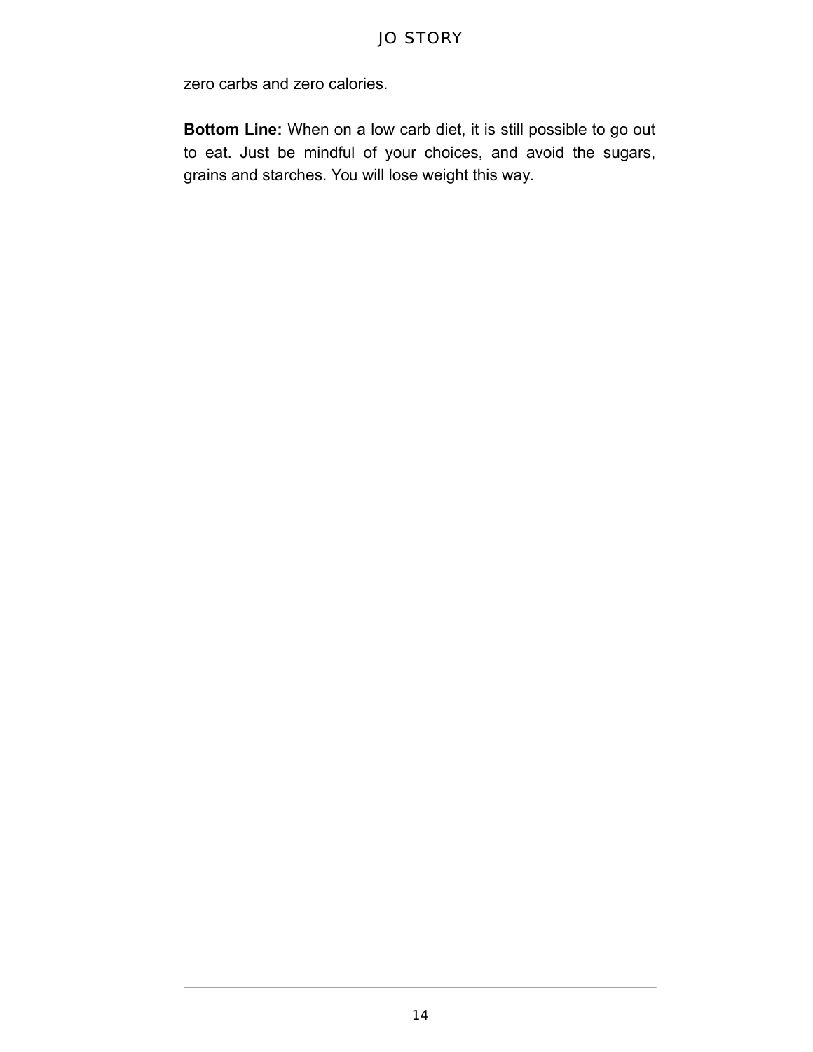zero carbs and zero calories.

**Bottom Line:** When on a low carb diet, it is still possible to go out to eat. Just be mindful of your choices, and avoid the sugars, grains and starches. You will lose weight this way.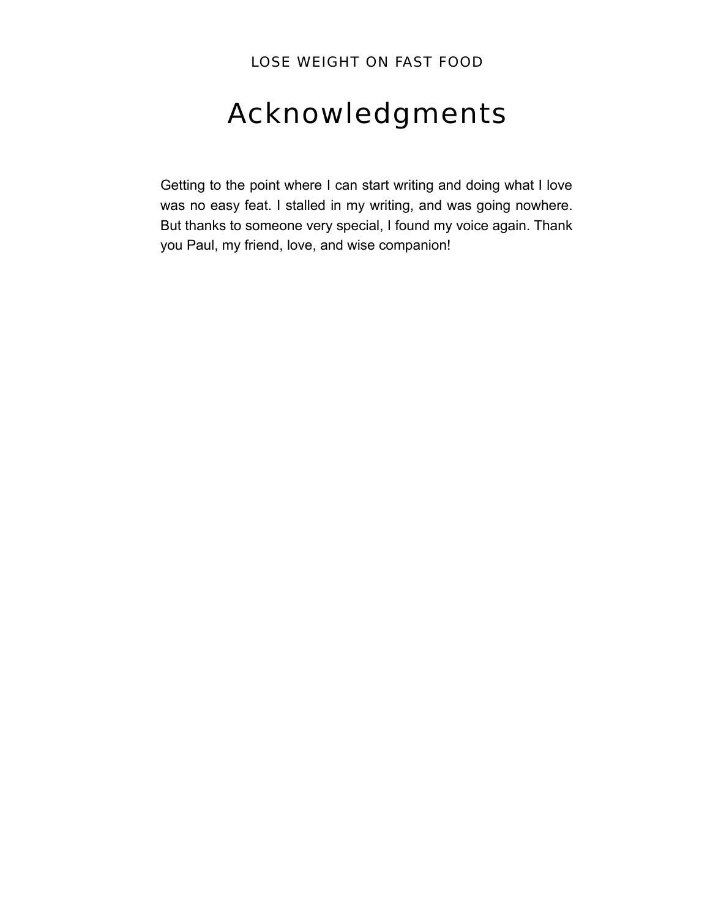# Acknowledgments

Getting to the point where I can start writing and doing what I love was no easy feat. I stalled in my writing, and was going nowhere. But thanks to someone very special, I found my voice again. Thank you Paul, my friend, love, and wise companion!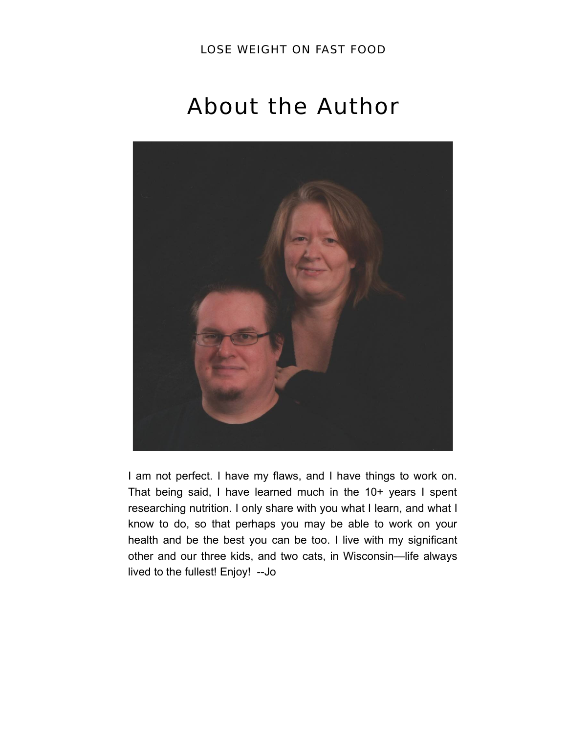# About the Author

I am not perfect. I have my flaws, and I have things to work on. That being said, I have learned much in the 10+ years I spent researching nutrition. I only share with you what I learn, and what I know to do, so that perhaps you may be able to work on your health and be the best you can be too. I live with my significant other and our three kids, and two cats, in Wisconsin—life always lived to the fullest! Enjoy! --Jo